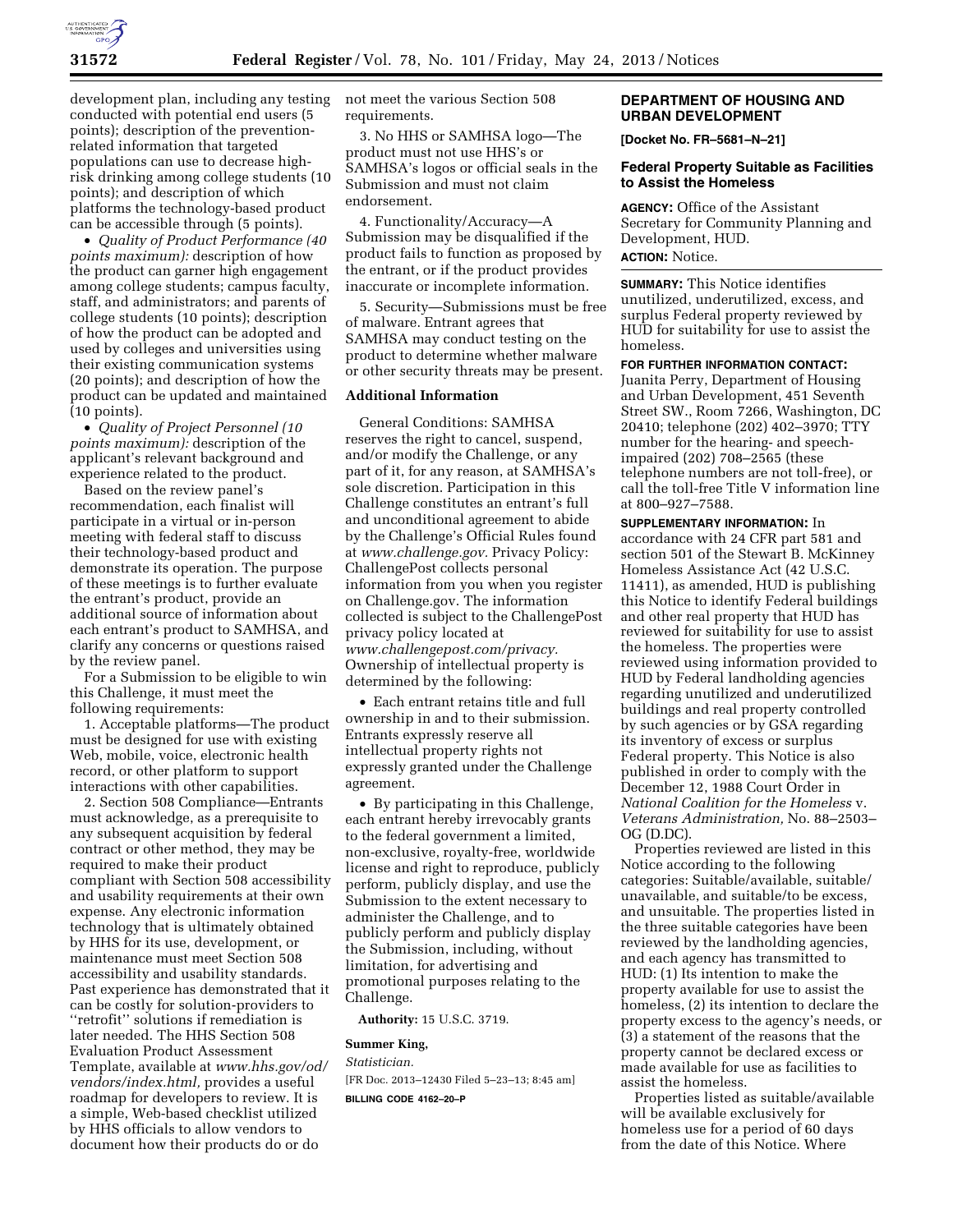development plan, including any testing conducted with potential end users (5 points); description of the prevention-related information that targeted populations can use to decrease high-risk drinking among college students (10 points); and description of which platforms the technology-based product can be accessible through (5 points).

- *Quality of Product Performance (40 points maximum):* description of how the product can garner high engagement among college students; campus faculty, staff, and administrators; and parents of college students (10 points); description of how the product can be adopted and used by colleges and universities using their existing communication systems (20 points); and description of how the product can be updated and maintained (10 points).
- *Quality of Project Personnel (10 points maximum):* description of the applicant's relevant background and experience related to the product.

Based on the review panel's recommendation, each finalist will participate in a virtual or in-person meeting with federal staff to discuss their technology-based product and demonstrate its operation. The purpose of these meetings is to further evaluate the entrant's product, provide an additional source of information about each entrant's product to SAMHSA, and clarify any concerns or questions raised by the review panel.

For a Submission to be eligible to win this Challenge, it must meet the following requirements:

1. Acceptable platforms—The product must be designed for use with existing Web, mobile, voice, electronic health record, or other platform to support interactions with other capabilities.

2. Section 508 Compliance—Entrants must acknowledge, as a prerequisite to any subsequent acquisition by federal contract or other method, they may be required to make their product compliant with Section 508 accessibility and usability requirements at their own expense. Any electronic information technology that is ultimately obtained by HHS for its use, development, or maintenance must meet Section 508 accessibility and usability standards. Past experience has demonstrated that it can be costly for solution-providers to ''retrofit'' solutions if remediation is later needed. The HHS Section 508 Evaluation Product Assessment Template, available at *www.hhs.gov/od/vendors/index.html,* provides a useful roadmap for developers to review. It is a simple, Web-based checklist utilized by HHS officials to allow vendors to document how their products do or do not meet the various Section 508 requirements.

3. No HHS or SAMHSA logo—The product must not use HHS's or SAMHSA's logos or official seals in the Submission and must not claim endorsement.

4. Functionality/Accuracy—A Submission may be disqualified if the product fails to function as proposed by the entrant, or if the product provides inaccurate or incomplete information.

5. Security—Submissions must be free of malware. Entrant agrees that SAMHSA may conduct testing on the product to determine whether malware or other security threats may be present.

### Additional Information

General Conditions: SAMHSA reserves the right to cancel, suspend, and/or modify the Challenge, or any part of it, for any reason, at SAMHSA's sole discretion. Participation in this Challenge constitutes an entrant's full and unconditional agreement to abide by the Challenge's Official Rules found at *www.challenge.gov.* Privacy Policy: ChallengePost collects personal information from you when you register on Challenge.gov. The information collected is subject to the ChallengePost privacy policy located at *www.challengepost.com/privacy.* Ownership of intellectual property is determined by the following:

- Each entrant retains title and full ownership in and to their submission. Entrants expressly reserve all intellectual property rights not expressly granted under the Challenge agreement.
- By participating in this Challenge, each entrant hereby irrevocably grants to the federal government a limited, non-exclusive, royalty-free, worldwide license and right to reproduce, publicly perform, publicly display, and use the Submission to the extent necessary to administer the Challenge, and to publicly perform and publicly display the Submission, including, without limitation, for advertising and promotional purposes relating to the Challenge.

**Authority:** 15 U.S.C. 3719.

**Summer King,**

*Statistician.*

[FR Doc. 2013–12430 Filed 5–23–13; 8:45 am]

**BILLING CODE 4162–20–P**

## DEPARTMENT OF HOUSING AND URBAN DEVELOPMENT

**[Docket No. FR–5681–N–21]**

### Federal Property Suitable as Facilities to Assist the Homeless

**AGENCY:** Office of the Assistant Secretary for Community Planning and Development, HUD.

**ACTION:** Notice.

**SUMMARY:** This Notice identifies unutilized, underutilized, excess, and surplus Federal property reviewed by HUD for suitability for use to assist the homeless.

**FOR FURTHER INFORMATION CONTACT:** Juanita Perry, Department of Housing and Urban Development, 451 Seventh Street SW., Room 7266, Washington, DC 20410; telephone (202) 402–3970; TTY number for the hearing- and speech-impaired (202) 708–2565 (these telephone numbers are not toll-free), or call the toll-free Title V information line at 800–927–7588.

**SUPPLEMENTARY INFORMATION:** In accordance with 24 CFR part 581 and section 501 of the Stewart B. McKinney Homeless Assistance Act (42 U.S.C. 11411), as amended, HUD is publishing this Notice to identify Federal buildings and other real property that HUD has reviewed for suitability for use to assist the homeless. The properties were reviewed using information provided to HUD by Federal landholding agencies regarding unutilized and underutilized buildings and real property controlled by such agencies or by GSA regarding its inventory of excess or surplus Federal property. This Notice is also published in order to comply with the December 12, 1988 Court Order in *National Coalition for the Homeless* v. *Veterans Administration,* No. 88–2503–OG (D.DC).

Properties reviewed are listed in this Notice according to the following categories: Suitable/available, suitable/unavailable, and suitable/to be excess, and unsuitable. The properties listed in the three suitable categories have been reviewed by the landholding agencies, and each agency has transmitted to HUD: (1) Its intention to make the property available for use to assist the homeless, (2) its intention to declare the property excess to the agency's needs, or (3) a statement of the reasons that the property cannot be declared excess or made available for use as facilities to assist the homeless.

Properties listed as suitable/available will be available exclusively for homeless use for a period of 60 days from the date of this Notice. Where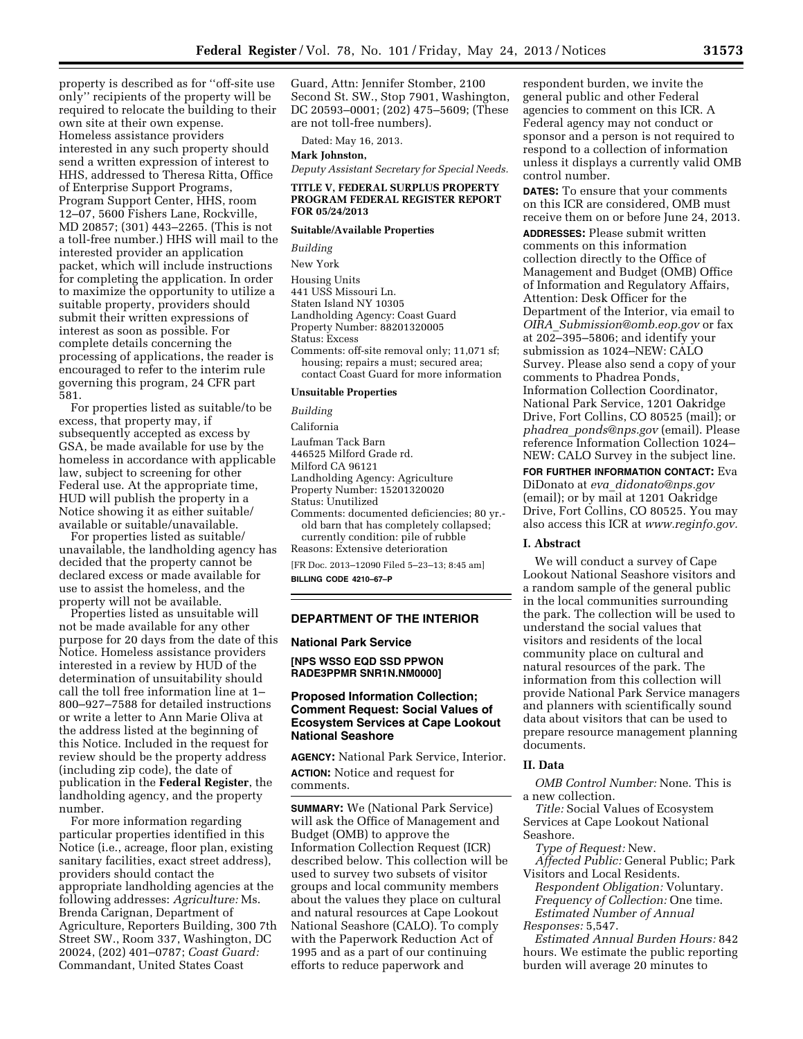property is described as for "off-site use only" recipients of the property will be required to relocate the building to their own site at their own expense. Homeless assistance providers interested in any such property should send a written expression of interest to HHS, addressed to Theresa Ritta, Office of Enterprise Support Programs, Program Support Center, HHS, room 12–07, 5600 Fishers Lane, Rockville, MD 20857; (301) 443–2265. (This is not a toll-free number.) HHS will mail to the interested provider an application packet, which will include instructions for completing the application. In order to maximize the opportunity to utilize a suitable property, providers should submit their written expressions of interest as soon as possible. For complete details concerning the processing of applications, the reader is encouraged to refer to the interim rule governing this program, 24 CFR part 581.

For properties listed as suitable/to be excess, that property may, if subsequently accepted as excess by GSA, be made available for use by the homeless in accordance with applicable law, subject to screening for other Federal use. At the appropriate time, HUD will publish the property in a Notice showing it as either suitable/available or suitable/unavailable.

For properties listed as suitable/unavailable, the landholding agency has decided that the property cannot be declared excess or made available for use to assist the homeless, and the property will not be available.

Properties listed as unsuitable will not be made available for any other purpose for 20 days from the date of this Notice. Homeless assistance providers interested in a review by HUD of the determination of unsuitability should call the toll free information line at 1–800–927–7588 for detailed instructions or write a letter to Ann Marie Oliva at the address listed at the beginning of this Notice. Included in the request for review should be the property address (including zip code), the date of publication in the **Federal Register**, the landholding agency, and the property number.

For more information regarding particular properties identified in this Notice (i.e., acreage, floor plan, existing sanitary facilities, exact street address), providers should contact the appropriate landholding agencies at the following addresses: *Agriculture:* Ms. Brenda Carignan, Department of Agriculture, Reporters Building, 300 7th Street SW., Room 337, Washington, DC 20024, (202) 401–0787; *Coast Guard:* Commandant, United States Coast Guard, Attn: Jennifer Stomber, 2100 Second St. SW., Stop 7901, Washington, DC 20593–0001; (202) 475–5609; (These are not toll-free numbers).

Dated: May 16, 2013.

**Mark Johnston,**

*Deputy Assistant Secretary for Special Needs.*

**TITLE V, FEDERAL SURPLUS PROPERTY PROGRAM FEDERAL REGISTER REPORT FOR 05/24/2013**

**Suitable/Available Properties**

*Building*

New York

Housing Units
441 USS Missouri Ln.
Staten Island NY 10305
Landholding Agency: Coast Guard
Property Number: 88201320005
Status: Excess
Comments: off-site removal only; 11,071 sf; housing; repairs a must; secured area; contact Coast Guard for more information

**Unsuitable Properties**

*Building*

California

Laufman Tack Barn
446525 Milford Grade rd.
Milford CA 96121
Landholding Agency: Agriculture
Property Number: 15201320020
Status: Unutilized
Comments: documented deficiencies; 80 yr.-old barn that has completely collapsed; currently condition: pile of rubble
Reasons: Extensive deterioration

[FR Doc. 2013–12090 Filed 5–23–13; 8:45 am]

**BILLING CODE 4210–67–P**

## DEPARTMENT OF THE INTERIOR

### National Park Service

**[NPS WSSO EQD SSD PPWON RADE3PPMR SNR1N.NM0000]**

### Proposed Information Collection; Comment Request: Social Values of Ecosystem Services at Cape Lookout National Seashore

**AGENCY:** National Park Service, Interior.

**ACTION:** Notice and request for comments.

**SUMMARY:** We (National Park Service) will ask the Office of Management and Budget (OMB) to approve the Information Collection Request (ICR) described below. This collection will be used to survey two subsets of visitor groups and local community members about the values they place on cultural and natural resources at Cape Lookout National Seashore (CALO). To comply with the Paperwork Reduction Act of 1995 and as a part of our continuing efforts to reduce paperwork and respondent burden, we invite the general public and other Federal agencies to comment on this ICR. A Federal agency may not conduct or sponsor and a person is not required to respond to a collection of information unless it displays a currently valid OMB control number.

**DATES:** To ensure that your comments on this ICR are considered, OMB must receive them on or before June 24, 2013.

**ADDRESSES:** Please submit written comments on this information collection directly to the Office of Management and Budget (OMB) Office of Information and Regulatory Affairs, Attention: Desk Officer for the Department of the Interior, via email to *OIRA_Submission@omb.eop.gov* or fax at 202–395–5806; and identify your submission as 1024–NEW: CALO Survey. Please also send a copy of your comments to Phadrea Ponds, Information Collection Coordinator, National Park Service, 1201 Oakridge Drive, Fort Collins, CO 80525 (mail); or *phadrea_ponds@nps.gov* (email). Please reference Information Collection 1024–NEW: CALO Survey in the subject line.

**FOR FURTHER INFORMATION CONTACT:** Eva DiDonato at *eva_didonato@nps.gov* (email); or by mail at 1201 Oakridge Drive, Fort Collins, CO 80525. You may also access this ICR at *www.reginfo.gov.*

### I. Abstract

We will conduct a survey of Cape Lookout National Seashore visitors and a random sample of the general public in the local communities surrounding the park. The collection will be used to understand the social values that visitors and residents of the local community place on cultural and natural resources of the park. The information from this collection will provide National Park Service managers and planners with scientifically sound data about visitors that can be used to prepare resource management planning documents.

### II. Data

*OMB Control Number:* None. This is a new collection.

*Title:* Social Values of Ecosystem Services at Cape Lookout National Seashore.

*Type of Request:* New.

*Affected Public:* General Public; Park Visitors and Local Residents.

*Respondent Obligation:* Voluntary.

*Frequency of Collection:* One time.

*Estimated Number of Annual Responses:* 5,547.

*Estimated Annual Burden Hours:* 842 hours. We estimate the public reporting burden will average 20 minutes to